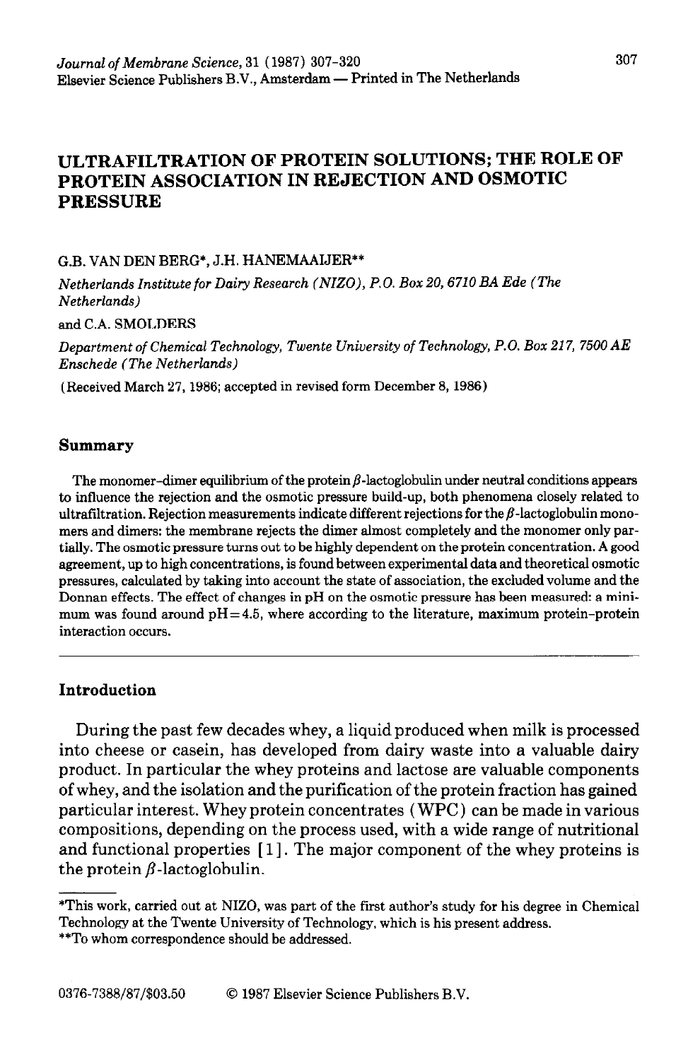# ULTRAFILTRATION OF PROTEIN SOLUTIONS; THE ROLE OF PROTEIN ASSOCIATION IN REJECTION AND OSMOTIC PRESSURE

G.B. VAN DEN BERG*, J.H. HANEMAAIJER**

*Netherlands Institute for Dairy Research (NIZO), P.O. Box 20, 6710 BA Ede (The Netherlands)*

and C.A. SMOLDERS

*Department of Chemical Technology, Twente University of Technology, P.O. Box 217, 7500 AE Enschede (The Netherlands)*

(Received March 27, 1986; accepted in revised form December 8, 1986)

## Summary

The monomer–dimer equilibrium of the protein $\beta$-lactoglobulin under neutral conditions appears to influence the rejection and the osmotic pressure build-up, both phenomena closely related to ultrafiltration. Rejection measurements indicate different rejections for the $\beta$-lactoglobulin monomers and dimers: the membrane rejects the dimer almost completely and the monomer only partially. The osmotic pressure turns out to be highly dependent on the protein concentration. A good agreement, up to high concentrations, is found between experimental data and theoretical osmotic pressures, calculated by taking into account the state of association, the excluded volume and the Donnan effects. The effect of changes in pH on the osmotic pressure has been measured: a minimum was found around pH=4.5, where according to the literature, maximum protein–protein interaction occurs.

## Introduction

During the past few decades whey, a liquid produced when milk is processed into cheese or casein, has developed from dairy waste into a valuable dairy product. In particular the whey proteins and lactose are valuable components of whey, and the isolation and the purification of the protein fraction has gained particular interest. Whey protein concentrates (WPC) can be made in various compositions, depending on the process used, with a wide range of nutritional and functional properties [1]. The major component of the whey proteins is the protein $\beta$-lactoglobulin.

---

*This work, carried out at NIZO, was part of the first author's study for his degree in Chemical Technology at the Twente University of Technology, which is his present address.

**To whom correspondence should be addressed.

0376-7388/87/$03.50 © 1987 Elsevier Science Publishers B.V.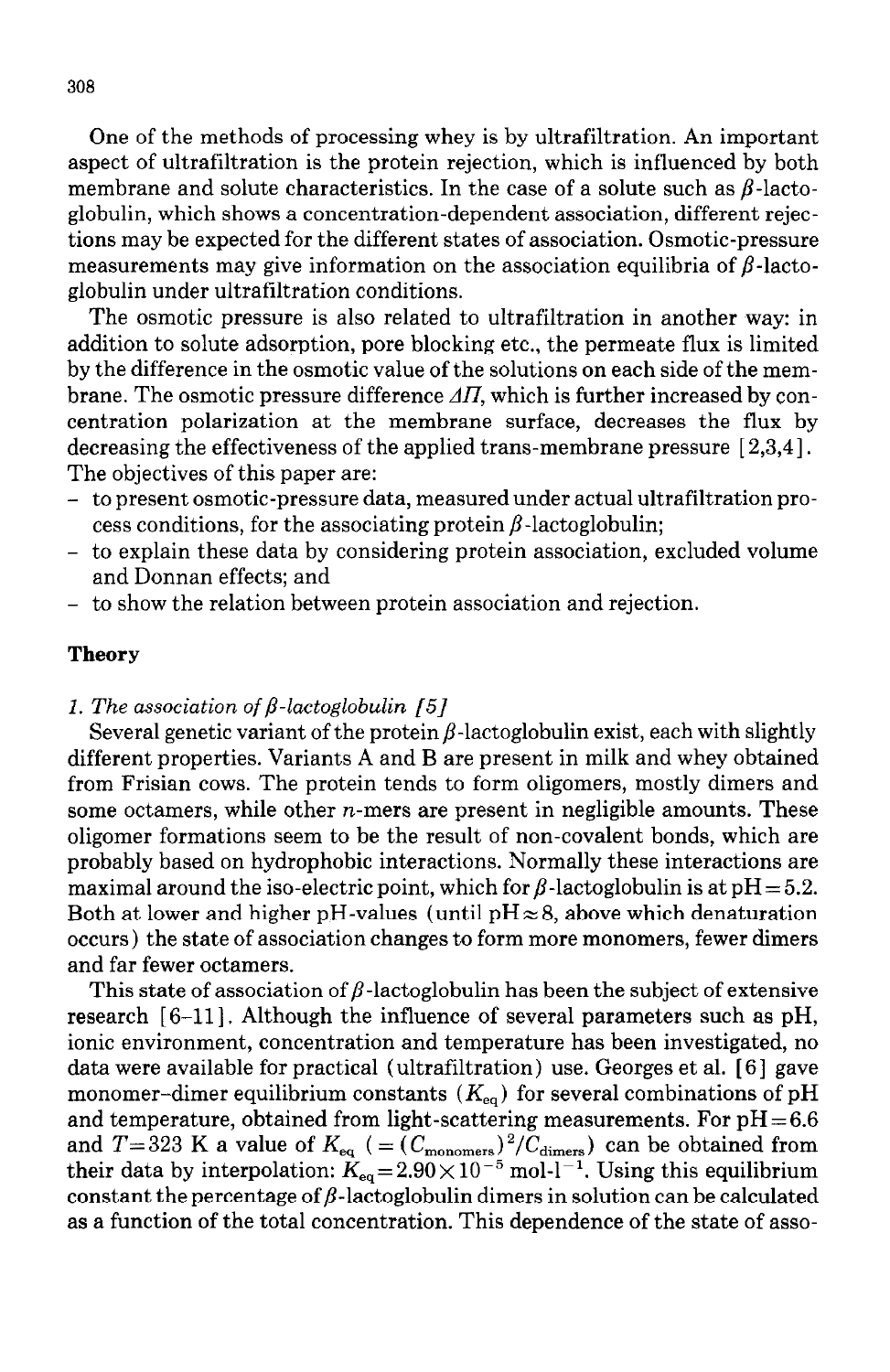One of the methods of processing whey is by ultrafiltration. An important aspect of ultrafiltration is the protein rejection, which is influenced by both membrane and solute characteristics. In the case of a solute such as $\beta$-lactoglobulin, which shows a concentration-dependent association, different rejections may be expected for the different states of association. Osmotic-pressure measurements may give information on the association equilibria of $\beta$-lactoglobulin under ultrafiltration conditions.

The osmotic pressure is also related to ultrafiltration in another way: in addition to solute adsorption, pore blocking etc., the permeate flux is limited by the difference in the osmotic value of the solutions on each side of the membrane. The osmotic pressure difference $\Delta\Pi$, which is further increased by concentration polarization at the membrane surface, decreases the flux by decreasing the effectiveness of the applied trans-membrane pressure [2,3,4]. The objectives of this paper are:

- to present osmotic-pressure data, measured under actual ultrafiltration process conditions, for the associating protein $\beta$-lactoglobulin;
- to explain these data by considering protein association, excluded volume and Donnan effects; and
- to show the relation between protein association and rejection.

## Theory

### *1. The association of $\beta$-lactoglobulin [5]*

Several genetic variant of the protein $\beta$-lactoglobulin exist, each with slightly different properties. Variants A and B are present in milk and whey obtained from Frisian cows. The protein tends to form oligomers, mostly dimers and some octamers, while other $n$-mers are present in negligible amounts. These oligomer formations seem to be the result of non-covalent bonds, which are probably based on hydrophobic interactions. Normally these interactions are maximal around the iso-electric point, which for $\beta$-lactoglobulin is at pH = 5.2. Both at lower and higher pH-values (until pH ≈ 8, above which denaturation occurs) the state of association changes to form more monomers, fewer dimers and far fewer octamers.

This state of association of $\beta$-lactoglobulin has been the subject of extensive research [6–11]. Although the influence of several parameters such as pH, ionic environment, concentration and temperature has been investigated, no data were available for practical (ultrafiltration) use. Georges et al. [6] gave monomer–dimer equilibrium constants ($K_{eq}$) for several combinations of pH and temperature, obtained from light-scattering measurements. For pH = 6.6 and $T$ = 323 K a value of $K_{eq}$ ($= (C_{monomers})^2/C_{dimers}$) can be obtained from their data by interpolation: $K_{eq} = 2.90 \times 10^{-5}$ mol·l$^{-1}$. Using this equilibrium constant the percentage of $\beta$-lactoglobulin dimers in solution can be calculated as a function of the total concentration. This dependence of the state of asso-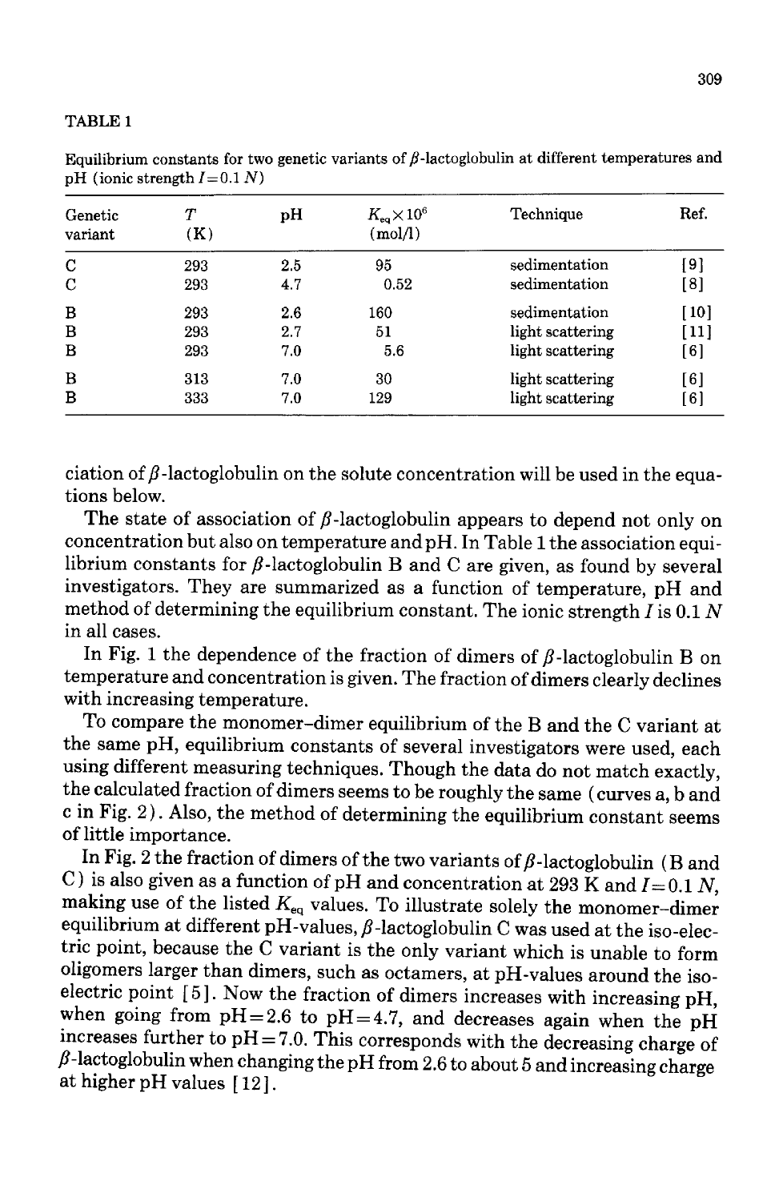TABLE 1

Equilibrium constants for two genetic variants of $\beta$-lactoglobulin at different temperatures and pH (ionic strength $I = 0.1\ N$)

| Genetic variant | $T$ (K) | pH | $K_{eq} \times 10^6$ (mol/l) | Technique | Ref. |
|---|---|---|---|---|---|
| C | 293 | 2.5 | 95 | sedimentation | [9] |
| C | 293 | 4.7 | 0.52 | sedimentation | [8] |
| B | 293 | 2.6 | 160 | sedimentation | [10] |
| B | 293 | 2.7 | 51 | light scattering | [11] |
| B | 293 | 7.0 | 5.6 | light scattering | [6] |
| B | 313 | 7.0 | 30 | light scattering | [6] |
| B | 333 | 7.0 | 129 | light scattering | [6] |

ciation of $\beta$-lactoglobulin on the solute concentration will be used in the equations below.

The state of association of $\beta$-lactoglobulin appears to depend not only on concentration but also on temperature and pH. In Table 1 the association equilibrium constants for $\beta$-lactoglobulin B and C are given, as found by several investigators. They are summarized as a function of temperature, pH and method of determining the equilibrium constant. The ionic strength $I$ is 0.1 $N$ in all cases.

In Fig. 1 the dependence of the fraction of dimers of $\beta$-lactoglobulin B on temperature and concentration is given. The fraction of dimers clearly declines with increasing temperature.

To compare the monomer–dimer equilibrium of the B and the C variant at the same pH, equilibrium constants of several investigators were used, each using different measuring techniques. Though the data do not match exactly, the calculated fraction of dimers seems to be roughly the same (curves a, b and c in Fig. 2). Also, the method of determining the equilibrium constant seems of little importance.

In Fig. 2 the fraction of dimers of the two variants of $\beta$-lactoglobulin (B and C) is also given as a function of pH and concentration at 293 K and $I = 0.1\ N$, making use of the listed $K_{eq}$ values. To illustrate solely the monomer–dimer equilibrium at different pH-values, $\beta$-lactoglobulin C was used at the iso-electric point, because the C variant is the only variant which is unable to form oligomers larger than dimers, such as octamers, at pH-values around the iso-electric point [5]. Now the fraction of dimers increases with increasing pH, when going from pH = 2.6 to pH = 4.7, and decreases again when the pH increases further to pH = 7.0. This corresponds with the decreasing charge of $\beta$-lactoglobulin when changing the pH from 2.6 to about 5 and increasing charge at higher pH values [12].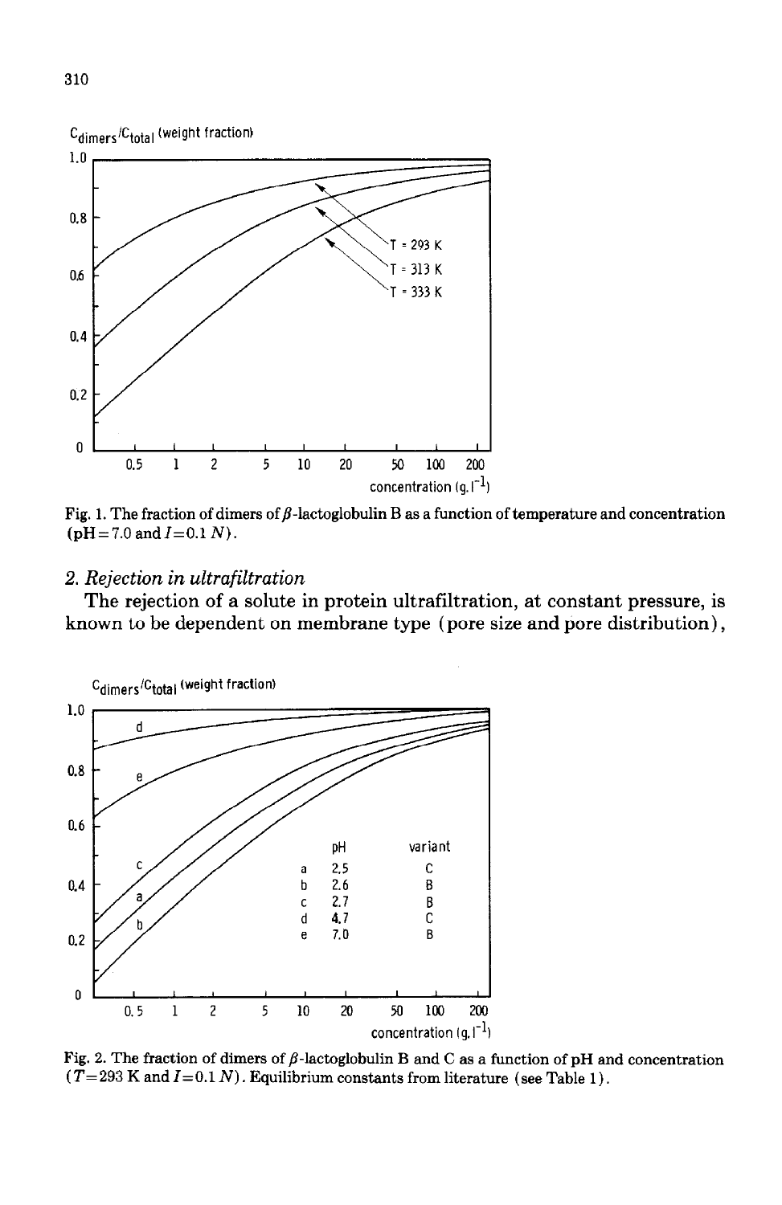Fig. 1. The fraction of dimers of β-lactoglobulin B as a function of temperature and concentration (pH = 7.0 and $I$ = 0.1 $N$).

## 2. *Rejection in ultrafiltration*

The rejection of a solute in protein ultrafiltration, at constant pressure, is known to be dependent on membrane type (pore size and pore distribution),

Fig. 2. The fraction of dimers of β-lactoglobulin B and C as a function of pH and concentration ($T$ = 293 K and $I$ = 0.1 $N$). Equilibrium constants from literature (see Table 1).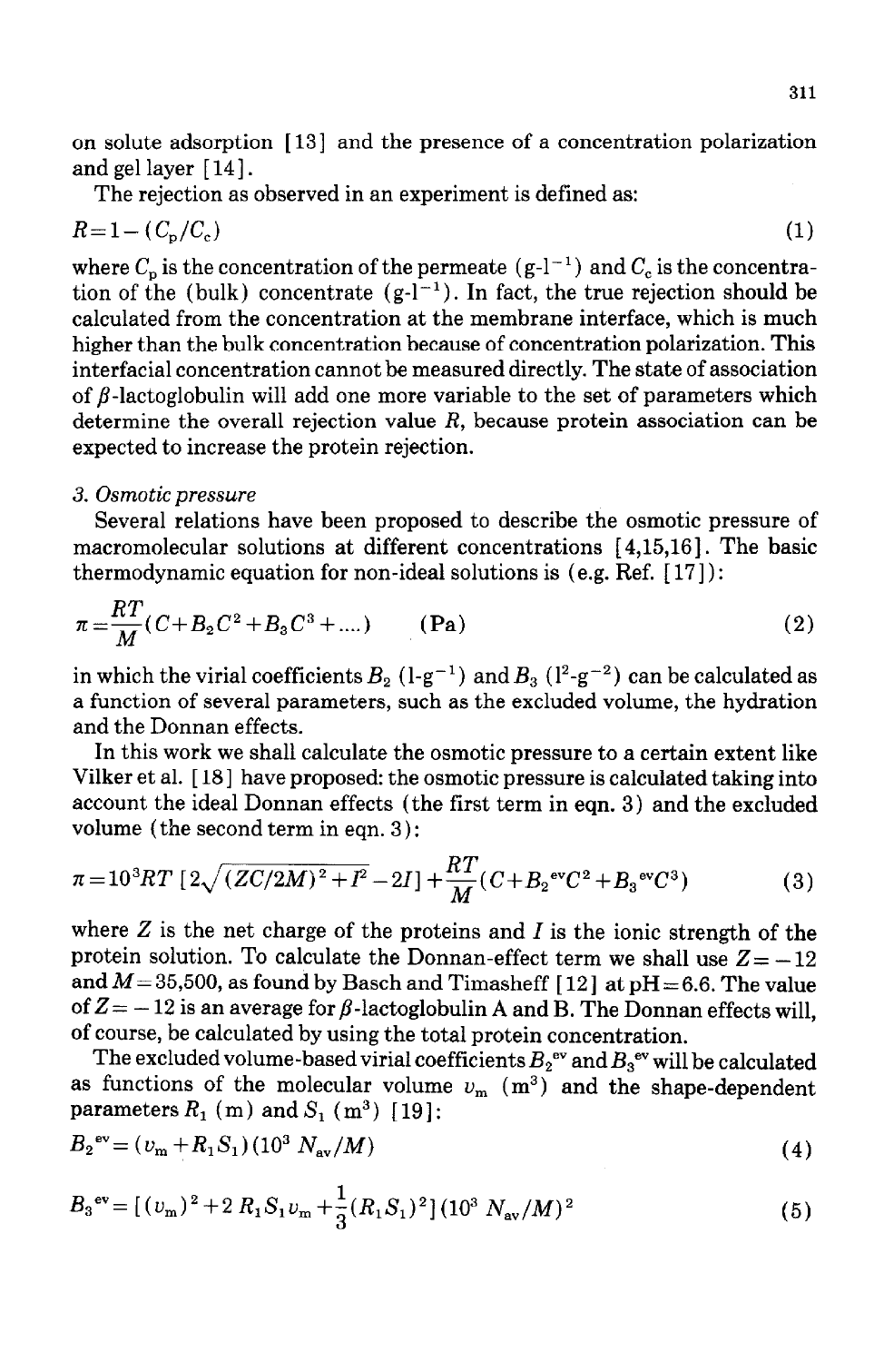on solute adsorption [13] and the presence of a concentration polarization and gel layer [14].

The rejection as observed in an experiment is defined as:

$$R = 1 - (C_p/C_c) \tag{1}$$

where $C_p$ is the concentration of the permeate ($g \cdot l^{-1}$) and $C_c$ is the concentration of the (bulk) concentrate ($g \cdot l^{-1}$). In fact, the true rejection should be calculated from the concentration at the membrane interface, which is much higher than the bulk concentration because of concentration polarization. This interfacial concentration cannot be measured directly. The state of association of $\beta$-lactoglobulin will add one more variable to the set of parameters which determine the overall rejection value $R$, because protein association can be expected to increase the protein rejection.

### 3. *Osmotic pressure*

Several relations have been proposed to describe the osmotic pressure of macromolecular solutions at different concentrations [4,15,16]. The basic thermodynamic equation for non-ideal solutions is (e.g. Ref. [17]):

$$\pi = \frac{RT}{M}(C + B_2 C^2 + B_3 C^3 + \ldots) \qquad \text{(Pa)} \tag{2}$$

in which the virial coefficients $B_2$ ($l \cdot g^{-1}$) and $B_3$ ($l^2 \cdot g^{-2}$) can be calculated as a function of several parameters, such as the excluded volume, the hydration and the Donnan effects.

In this work we shall calculate the osmotic pressure to a certain extent like Vilker et al. [18] have proposed: the osmotic pressure is calculated taking into account the ideal Donnan effects (the first term in eqn. 3) and the excluded volume (the second term in eqn. 3):

$$\pi = 10^3 RT\left[2\sqrt{(ZC/2M)^2 + I^2} - 2I\right] + \frac{RT}{M}(C + B_2^{ev} C^2 + B_3^{ev} C^3) \tag{3}$$

where $Z$ is the net charge of the proteins and $I$ is the ionic strength of the protein solution. To calculate the Donnan-effect term we shall use $Z = -12$ and $M = 35{,}500$, as found by Basch and Timasheff [12] at pH = 6.6. The value of $Z = -12$ is an average for $\beta$-lactoglobulin A and B. The Donnan effects will, of course, be calculated by using the total protein concentration.

The excluded volume-based virial coefficients $B_2^{ev}$ and $B_3^{ev}$ will be calculated as functions of the molecular volume $v_m$ ($m^3$) and the shape-dependent parameters $R_1$ (m) and $S_1$ ($m^3$) [19]:

$$B_2^{ev} = (v_m + R_1 S_1)(10^3 N_{av}/M) \tag{4}$$

$$B_3^{ev} = \left[(v_m)^2 + 2 R_1 S_1 v_m + \frac{1}{3}(R_1 S_1)^2\right](10^3 N_{av}/M)^2 \tag{5}$$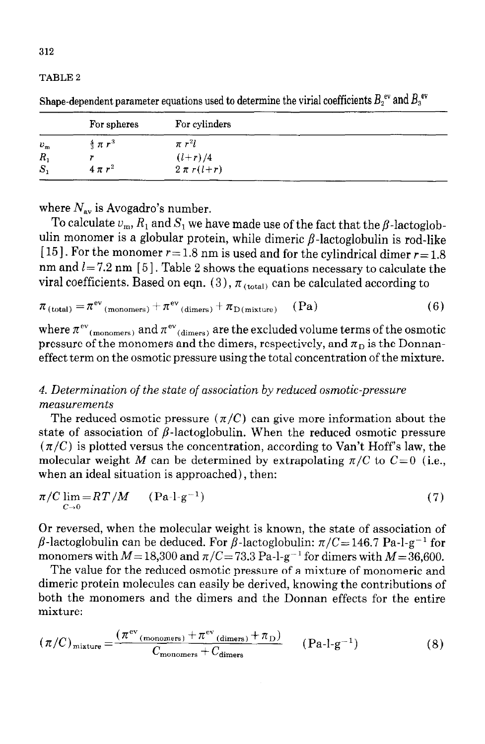TABLE 2

Shape-dependent parameter equations used to determine the virial coefficients $B_2^{ev}$ and $B_3^{ev}$

| | For spheres | For cylinders |
|---|---|---|
| $v_m$ | $\frac{4}{3}\pi r^3$ | $\pi r^2 l$ |
| $R_1$ | $r$ | $(l+r)/4$ |
| $S_1$ | $4\pi r^2$ | $2\pi r(l+r)$ |

where $N_{av}$ is Avogadro's number.

To calculate $v_m$, $R_1$ and $S_1$ we have made use of the fact that the $\beta$-lactoglobulin monomer is a globular protein, while dimeric $\beta$-lactoglobulin is rod-like [15]. For the monomer $r = 1.8$ nm is used and for the cylindrical dimer $r = 1.8$ nm and $l = 7.2$ nm [5]. Table 2 shows the equations necessary to calculate the viral coefficients. Based on eqn. (3), $\pi_{(total)}$ can be calculated according to

$$\pi_{(total)} = \pi^{ev}_{(monomers)} + \pi^{ev}_{(dimers)} + \pi_{D(mixture)} \quad (\text{Pa}) \tag{6}$$

where $\pi^{ev}_{(monomers)}$ and $\pi^{ev}_{(dimers)}$ are the excluded volume terms of the osmotic pressure of the monomers and the dimers, respectively, and $\pi_D$ is the Donnan-effect term on the osmotic pressure using the total concentration of the mixture.

### *4. Determination of the state of association by reduced osmotic-pressure measurements*

The reduced osmotic pressure $(\pi/C)$ can give more information about the state of association of $\beta$-lactoglobulin. When the reduced osmotic pressure $(\pi/C)$ is plotted versus the concentration, according to Van't Hoff's law, the molecular weight $M$ can be determined by extrapolating $\pi/C$ to $C = 0$ (i.e., when an ideal situation is approached), then:

$$\lim_{C \to 0} \pi/C = RT/M \quad (\text{Pa-l-g}^{-1}) \tag{7}$$

Or reversed, when the molecular weight is known, the state of association of $\beta$-lactoglobulin can be deduced. For $\beta$-lactoglobulin: $\pi/C = 146.7$ Pa-l-g$^{-1}$ for monomers with $M = 18{,}300$ and $\pi/C = 73.3$ Pa-l-g$^{-1}$ for dimers with $M = 36{,}600$.

The value for the reduced osmotic pressure of a mixture of monomeric and dimeric protein molecules can easily be derived, knowing the contributions of both the monomers and the dimers and the Donnan effects for the entire mixture:

$$(\pi/C)_{mixture} = \frac{(\pi^{ev}_{(monomers)} + \pi^{ev}_{(dimers)} + \pi_D)}{C_{monomers} + C_{dimers}} \quad (\text{Pa-l-g}^{-1}) \tag{8}$$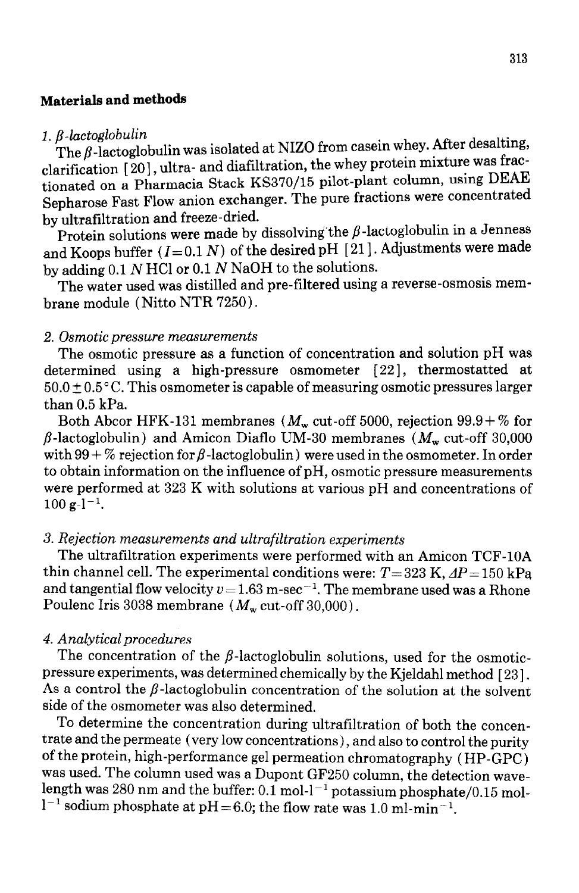## Materials and methods

*1. β-lactoglobulin*

The β-lactoglobulin was isolated at NIZO from casein whey. After desalting, clarification [20], ultra- and diafiltration, the whey protein mixture was fractionated on a Pharmacia Stack KS370/15 pilot-plant column, using DEAE Sepharose Fast Flow anion exchanger. The pure fractions were concentrated by ultrafiltration and freeze-dried.

Protein solutions were made by dissolving the β-lactoglobulin in a Jenness and Koops buffer ($I = 0.1$ N) of the desired pH [21]. Adjustments were made by adding 0.1 N HCl or 0.1 N NaOH to the solutions.

The water used was distilled and pre-filtered using a reverse-osmosis membrane module (Nitto NTR 7250).

*2. Osmotic pressure measurements*

The osmotic pressure as a function of concentration and solution pH was determined using a high-pressure osmometer [22], thermostatted at $50.0 \pm 0.5$ °C. This osmometer is capable of measuring osmotic pressures larger than 0.5 kPa.

Both Abcor HFK-131 membranes ($M_w$ cut-off 5000, rejection 99.9+% for β-lactoglobulin) and Amicon Diaflo UM-30 membranes ($M_w$ cut-off 30,000 with 99+% rejection for β-lactoglobulin) were used in the osmometer. In order to obtain information on the influence of pH, osmotic pressure measurements were performed at 323 K with solutions at various pH and concentrations of 100 g-$l^{-1}$.

*3. Rejection measurements and ultrafiltration experiments*

The ultrafiltration experiments were performed with an Amicon TCF-10A thin channel cell. The experimental conditions were: $T = 323$ K, $\Delta P = 150$ kPa and tangential flow velocity $v = 1.63$ m-$sec^{-1}$. The membrane used was a Rhone Poulenc Iris 3038 membrane ($M_w$ cut-off 30,000).

*4. Analytical procedures*

The concentration of the β-lactoglobulin solutions, used for the osmotic-pressure experiments, was determined chemically by the Kjeldahl method [23]. As a control the β-lactoglobulin concentration of the solution at the solvent side of the osmometer was also determined.

To determine the concentration during ultrafiltration of both the concentrate and the permeate (very low concentrations), and also to control the purity of the protein, high-performance gel permeation chromatography (HP-GPC) was used. The column used was a Dupont GF250 column, the detection wavelength was 280 nm and the buffer: 0.1 mol-$l^{-1}$ potassium phosphate/0.15 mol-$l^{-1}$ sodium phosphate at pH = 6.0; the flow rate was 1.0 ml-$min^{-1}$.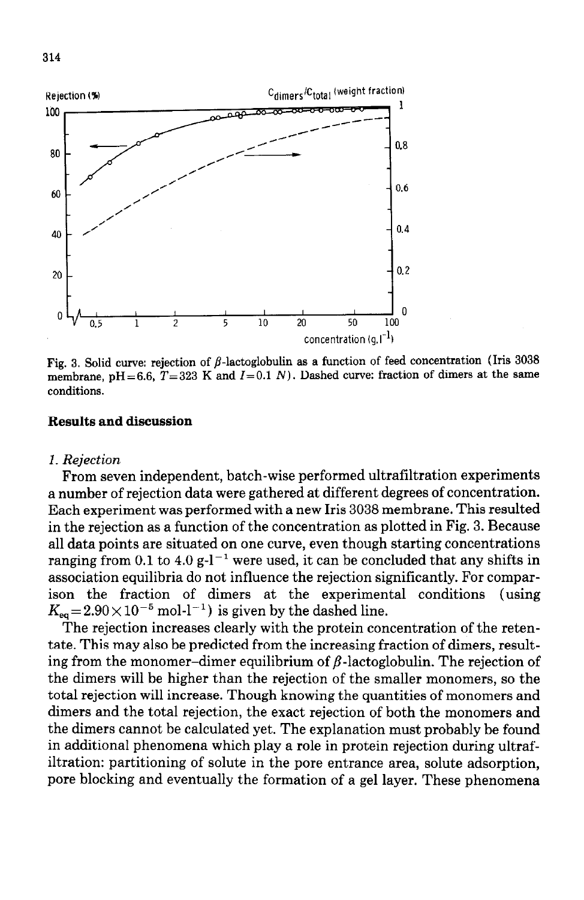Fig. 3. Solid curve: rejection of $\beta$-lactoglobulin as a function of feed concentration (Iris 3038 membrane, pH=6.6, $T$=323 K and $I$=0.1 $N$). Dashed curve: fraction of dimers at the same conditions.

## Results and discussion

### *1. Rejection*

From seven independent, batch-wise performed ultrafiltration experiments a number of rejection data were gathered at different degrees of concentration. Each experiment was performed with a new Iris 3038 membrane. This resulted in the rejection as a function of the concentration as plotted in Fig. 3. Because all data points are situated on one curve, even though starting concentrations ranging from 0.1 to 4.0 g-l$^{-1}$ were used, it can be concluded that any shifts in association equilibria do not influence the rejection significantly. For comparison the fraction of dimers at the experimental conditions (using $K_{eq}=2.90\times10^{-5}$ mol-l$^{-1}$) is given by the dashed line.

The rejection increases clearly with the protein concentration of the retentate. This may also be predicted from the increasing fraction of dimers, resulting from the monomer–dimer equilibrium of $\beta$-lactoglobulin. The rejection of the dimers will be higher than the rejection of the smaller monomers, so the total rejection will increase. Though knowing the quantities of monomers and dimers and the total rejection, the exact rejection of both the monomers and the dimers cannot be calculated yet. The explanation must probably be found in additional phenomena which play a role in protein rejection during ultrafiltration: partitioning of solute in the pore entrance area, solute adsorption, pore blocking and eventually the formation of a gel layer. These phenomena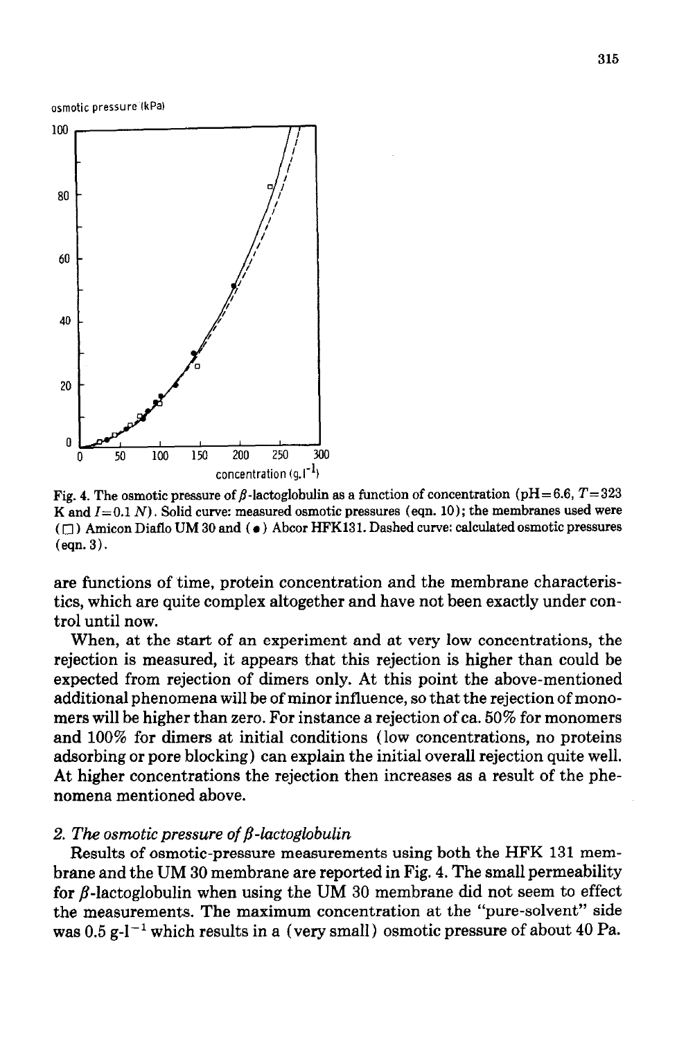Fig. 4. The osmotic pressure of $\beta$-lactoglobulin as a function of concentration (pH = 6.6, $T$ = 323 K and $I$ = 0.1 $N$). Solid curve: measured osmotic pressures (eqn. 10); the membranes used were (□) Amicon Diaflo UM 30 and (●) Abcor HFK131. Dashed curve: calculated osmotic pressures (eqn. 3).

are functions of time, protein concentration and the membrane characteristics, which are quite complex altogether and have not been exactly under control until now.

When, at the start of an experiment and at very low concentrations, the rejection is measured, it appears that this rejection is higher than could be expected from rejection of dimers only. At this point the above-mentioned additional phenomena will be of minor influence, so that the rejection of monomers will be higher than zero. For instance a rejection of ca. 50% for monomers and 100% for dimers at initial conditions (low concentrations, no proteins adsorbing or pore blocking) can explain the initial overall rejection quite well. At higher concentrations the rejection then increases as a result of the phenomena mentioned above.

### 2. *The osmotic pressure of $\beta$-lactoglobulin*

Results of osmotic-pressure measurements using both the HFK 131 membrane and the UM 30 membrane are reported in Fig. 4. The small permeability for $\beta$-lactoglobulin when using the UM 30 membrane did not seem to effect the measurements. The maximum concentration at the "pure-solvent" side was 0.5 g-l$^{-1}$ which results in a (very small) osmotic pressure of about 40 Pa.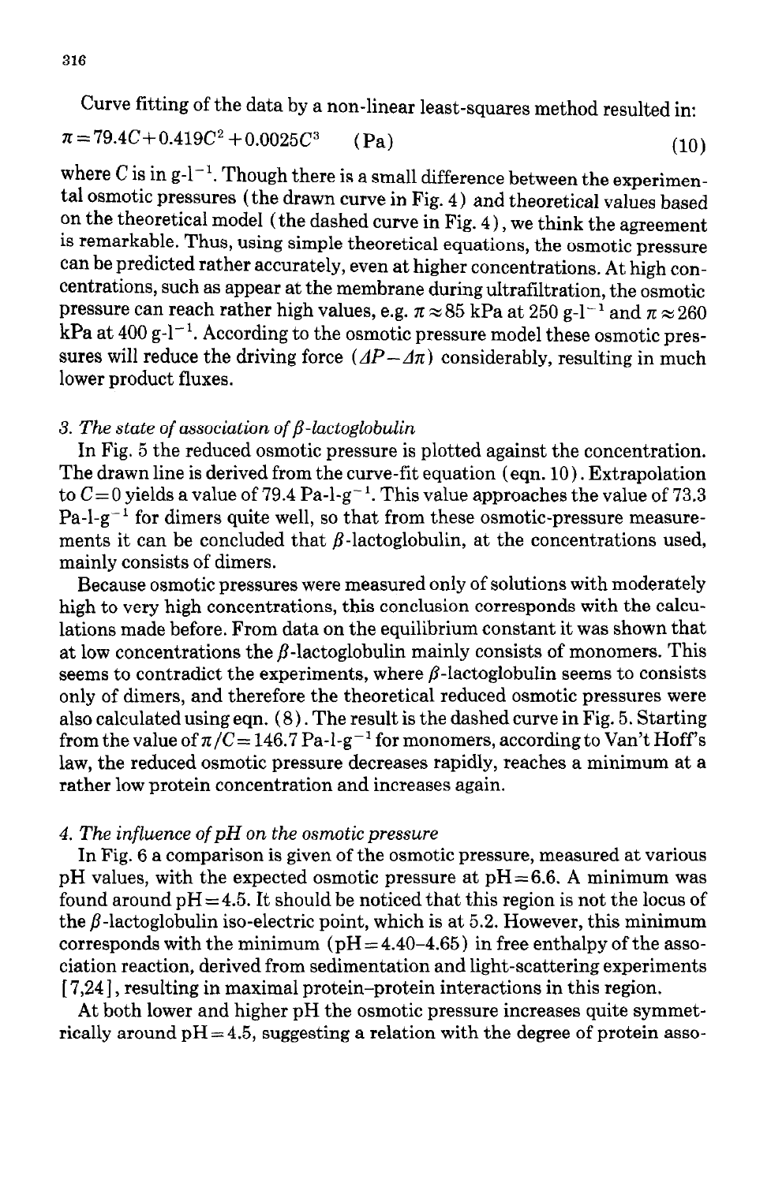Curve fitting of the data by a non-linear least-squares method resulted in:

$$\pi = 79.4C + 0.419C^2 + 0.0025C^3 \quad \text{(Pa)} \tag{10}$$

where $C$ is in g-l$^{-1}$. Though there is a small difference between the experimental osmotic pressures (the drawn curve in Fig. 4) and theoretical values based on the theoretical model (the dashed curve in Fig. 4), we think the agreement is remarkable. Thus, using simple theoretical equations, the osmotic pressure can be predicted rather accurately, even at higher concentrations. At high concentrations, such as appear at the membrane during ultrafiltration, the osmotic pressure can reach rather high values, e.g. $\pi \approx 85$ kPa at 250 g-l$^{-1}$ and $\pi \approx 260$ kPa at 400 g-l$^{-1}$. According to the osmotic pressure model these osmotic pressures will reduce the driving force ($\Delta P - \Delta\pi$) considerably, resulting in much lower product fluxes.

### *3. The state of association of β-lactoglobulin*

In Fig. 5 the reduced osmotic pressure is plotted against the concentration. The drawn line is derived from the curve-fit equation (eqn. 10). Extrapolation to $C = 0$ yields a value of 79.4 Pa-l-g$^{-1}$. This value approaches the value of 73.3 Pa-l-g$^{-1}$ for dimers quite well, so that from these osmotic-pressure measurements it can be concluded that $\beta$-lactoglobulin, at the concentrations used, mainly consists of dimers.

Because osmotic pressures were measured only of solutions with moderately high to very high concentrations, this conclusion corresponds with the calculations made before. From data on the equilibrium constant it was shown that at low concentrations the $\beta$-lactoglobulin mainly consists of monomers. This seems to contradict the experiments, where $\beta$-lactoglobulin seems to consists only of dimers, and therefore the theoretical reduced osmotic pressures were also calculated using eqn. (8). The result is the dashed curve in Fig. 5. Starting from the value of $\pi / C = 146.7$ Pa-l-g$^{-1}$ for monomers, according to Van't Hoff's law, the reduced osmotic pressure decreases rapidly, reaches a minimum at a rather low protein concentration and increases again.

### *4. The influence of pH on the osmotic pressure*

In Fig. 6 a comparison is given of the osmotic pressure, measured at various pH values, with the expected osmotic pressure at pH = 6.6. A minimum was found around pH = 4.5. It should be noticed that this region is not the locus of the $\beta$-lactoglobulin iso-electric point, which is at 5.2. However, this minimum corresponds with the minimum (pH = 4.40–4.65) in free enthalpy of the association reaction, derived from sedimentation and light-scattering experiments [7,24], resulting in maximal protein–protein interactions in this region.

At both lower and higher pH the osmotic pressure increases quite symmetrically around pH = 4.5, suggesting a relation with the degree of protein asso-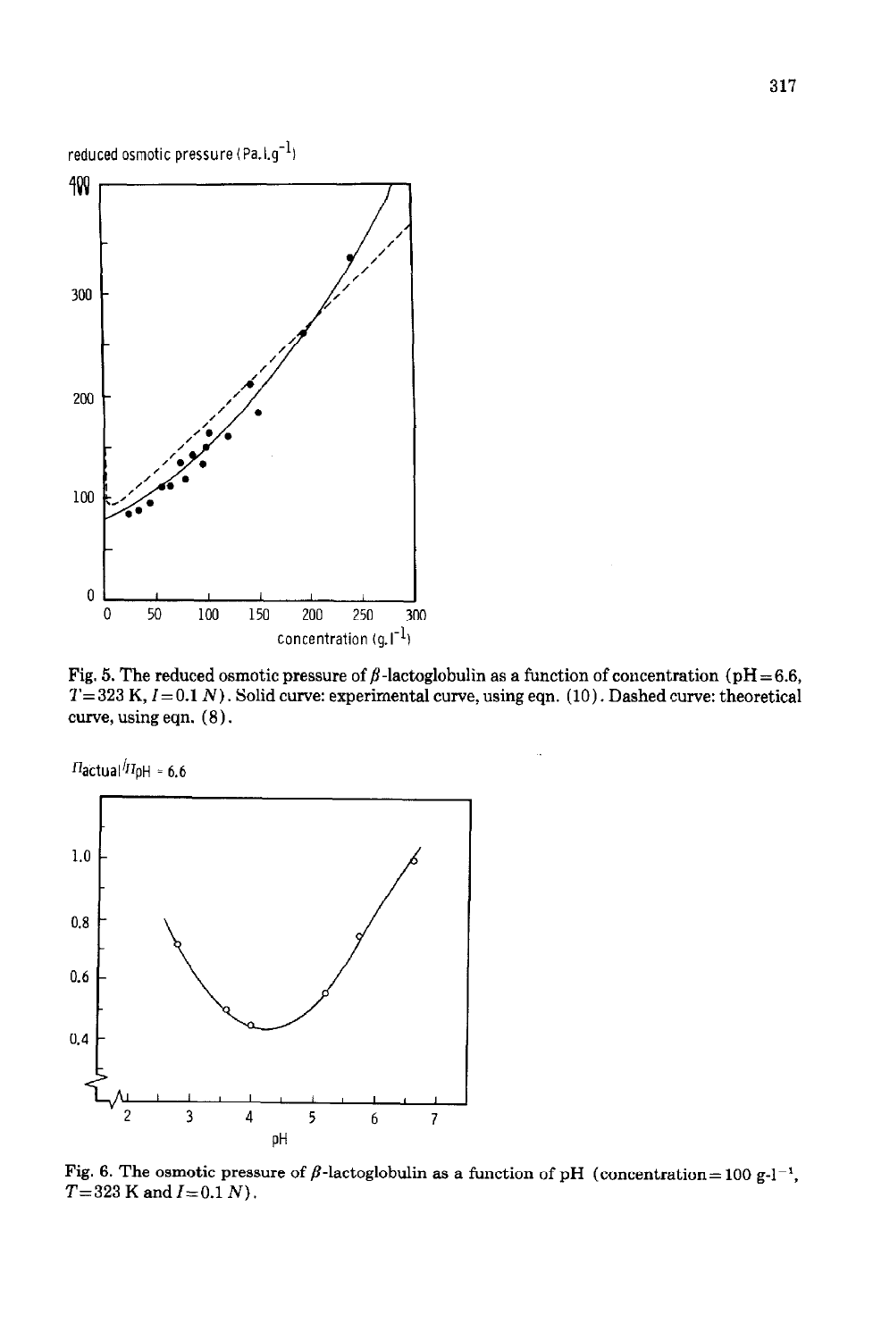Fig. 5. The reduced osmotic pressure of $\beta$-lactoglobulin as a function of concentration (pH = 6.6, $T = 323$ K, $I = 0.1$ $N$). Solid curve: experimental curve, using eqn. (10). Dashed curve: theoretical curve, using eqn. (8).

Fig. 6. The osmotic pressure of $\beta$-lactoglobulin as a function of pH (concentration = 100 g-l$^{-1}$, $T = 323$ K and $I = 0.1$ $N$).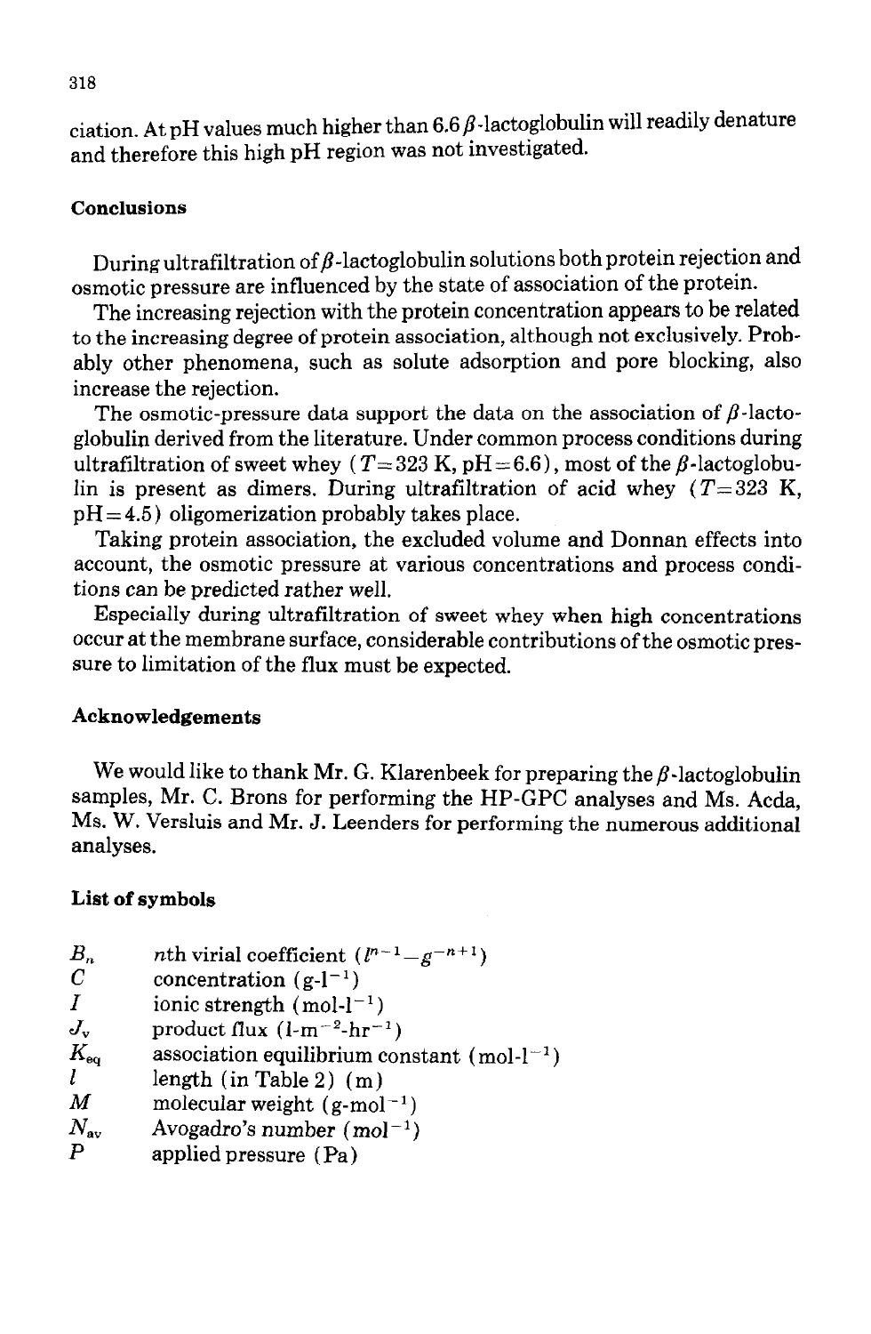ciation. At pH values much higher than 6.6 β-lactoglobulin will readily denature and therefore this high pH region was not investigated.

## Conclusions

During ultrafiltration of β-lactoglobulin solutions both protein rejection and osmotic pressure are influenced by the state of association of the protein.

The increasing rejection with the protein concentration appears to be related to the increasing degree of protein association, although not exclusively. Probably other phenomena, such as solute adsorption and pore blocking, also increase the rejection.

The osmotic-pressure data support the data on the association of β-lactoglobulin derived from the literature. Under common process conditions during ultrafiltration of sweet whey ($T = 323$ K, pH = 6.6), most of the β-lactoglobulin is present as dimers. During ultrafiltration of acid whey ($T = 323$ K, pH = 4.5) oligomerization probably takes place.

Taking protein association, the excluded volume and Donnan effects into account, the osmotic pressure at various concentrations and process conditions can be predicted rather well.

Especially during ultrafiltration of sweet whey when high concentrations occur at the membrane surface, considerable contributions of the osmotic pressure to limitation of the flux must be expected.

## Acknowledgements

We would like to thank Mr. G. Klarenbeek for preparing the β-lactoglobulin samples, Mr. C. Brons for performing the HP-GPC analyses and Ms. Acda, Ms. W. Versluis and Mr. J. Leenders for performing the numerous additional analyses.

## List of symbols

| | |
|---|---|
| $B_n$ | $n$th virial coefficient ($l^{n-1}$–$g^{-n+1}$) |
| $C$ | concentration (g-l$^{-1}$) |
| $I$ | ionic strength (mol-l$^{-1}$) |
| $J_v$ | product flux (l-m$^{-2}$-hr$^{-1}$) |
| $K_{eq}$ | association equilibrium constant (mol-l$^{-1}$) |
| $l$ | length (in Table 2) (m) |
| $M$ | molecular weight (g-mol$^{-1}$) |
| $N_{av}$ | Avogadro's number (mol$^{-1}$) |
| $P$ | applied pressure (Pa) |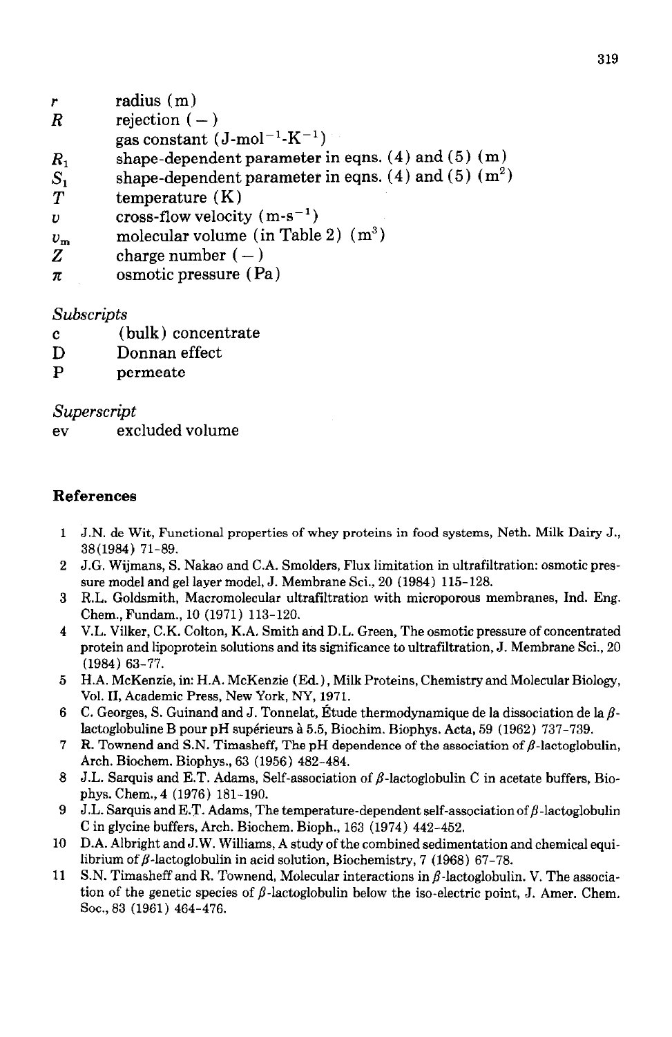| | |
|---|---|
| $r$ | radius (m) |
| $R$ | rejection (–) |
| | gas constant ($J \cdot mol^{-1} \cdot K^{-1}$) |
| $R_1$ | shape-dependent parameter in eqns. (4) and (5) (m) |
| $S_1$ | shape-dependent parameter in eqns. (4) and (5) ($m^2$) |
| $T$ | temperature (K) |
| $v$ | cross-flow velocity ($m \cdot s^{-1}$) |
| $v_m$ | molecular volume (in Table 2) ($m^3$) |
| $Z$ | charge number (–) |
| $\pi$ | osmotic pressure (Pa) |

*Subscripts*

| | |
|---|---|
| c | (bulk) concentrate |
| D | Donnan effect |
| P | permeate |

*Superscript*

| | |
|---|---|
| ev | excluded volume |

## References

1. J.N. de Wit, Functional properties of whey proteins in food systems, Neth. Milk Dairy J., 38(1984) 71–89.
2. J.G. Wijmans, S. Nakao and C.A. Smolders, Flux limitation in ultrafiltration: osmotic pressure model and gel layer model, J. Membrane Sci., 20 (1984) 115–128.
3. R.L. Goldsmith, Macromolecular ultrafiltration with microporous membranes, Ind. Eng. Chem., Fundam., 10 (1971) 113–120.
4. V.L. Vilker, C.K. Colton, K.A. Smith and D.L. Green, The osmotic pressure of concentrated protein and lipoprotein solutions and its significance to ultrafiltration, J. Membrane Sci., 20 (1984) 63–77.
5. H.A. McKenzie, in: H.A. McKenzie (Ed.), Milk Proteins, Chemistry and Molecular Biology, Vol. II, Academic Press, New York, NY, 1971.
6. C. Georges, S. Guinand and J. Tonnelat, Étude thermodynamique de la dissociation de la $\beta$-lactoglobuline B pour pH supérieurs à 5.5, Biochim. Biophys. Acta, 59 (1962) 737–739.
7. R. Townend and S.N. Timasheff, The pH dependence of the association of $\beta$-lactoglobulin, Arch. Biochem. Biophys., 63 (1956) 482–484.
8. J.L. Sarquis and E.T. Adams, Self-association of $\beta$-lactoglobulin C in acetate buffers, Biophys. Chem., 4 (1976) 181–190.
9. J.L. Sarquis and E.T. Adams, The temperature-dependent self-association of $\beta$-lactoglobulin C in glycine buffers, Arch. Biochem. Bioph., 163 (1974) 442–452.
10. D.A. Albright and J.W. Williams, A study of the combined sedimentation and chemical equilibrium of $\beta$-lactoglobulin in acid solution, Biochemistry, 7 (1968) 67–78.
11. S.N. Timasheff and R. Townend, Molecular interactions in $\beta$-lactoglobulin. V. The association of the genetic species of $\beta$-lactoglobulin below the iso-electric point, J. Amer. Chem. Soc., 83 (1961) 464–476.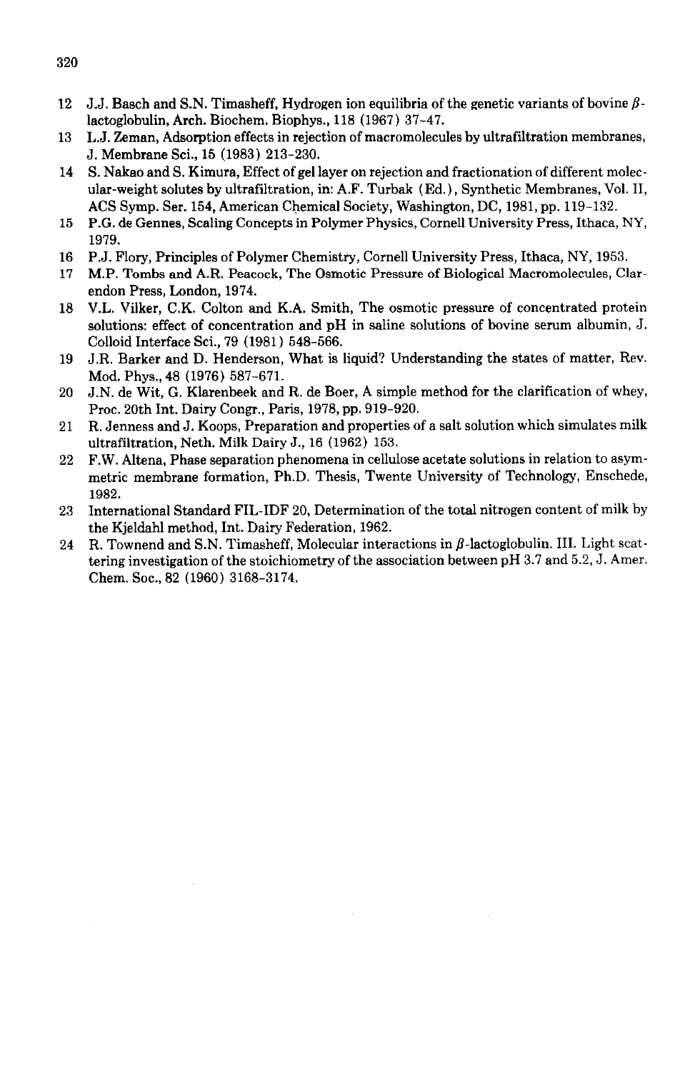12 J.J. Basch and S.N. Timasheff, Hydrogen ion equilibria of the genetic variants of bovine $\beta$-lactoglobulin, Arch. Biochem. Biophys., 118 (1967) 37–47.

13 L.J. Zeman, Adsorption effects in rejection of macromolecules by ultrafiltration membranes, J. Membrane Sci., 15 (1983) 213–230.

14 S. Nakao and S. Kimura, Effect of gel layer on rejection and fractionation of different molecular-weight solutes by ultrafiltration, in: A.F. Turbak (Ed.), Synthetic Membranes, Vol. II, ACS Symp. Ser. 154, American Chemical Society, Washington, DC, 1981, pp. 119–132.

15 P.G. de Gennes, Scaling Concepts in Polymer Physics, Cornell University Press, Ithaca, NY, 1979.

16 P.J. Flory, Principles of Polymer Chemistry, Cornell University Press, Ithaca, NY, 1953.

17 M.P. Tombs and A.R. Peacock, The Osmotic Pressure of Biological Macromolecules, Clarendon Press, London, 1974.

18 V.L. Vilker, C.K. Colton and K.A. Smith, The osmotic pressure of concentrated protein solutions: effect of concentration and pH in saline solutions of bovine serum albumin, J. Colloid Interface Sci., 79 (1981) 548–566.

19 J.R. Barker and D. Henderson, What is liquid? Understanding the states of matter, Rev. Mod. Phys., 48 (1976) 587–671.

20 J.N. de Wit, G. Klarenbeek and R. de Boer, A simple method for the clarification of whey, Proc. 20th Int. Dairy Congr., Paris, 1978, pp. 919–920.

21 R. Jenness and J. Koops, Preparation and properties of a salt solution which simulates milk ultrafiltration, Neth. Milk Dairy J., 16 (1962) 153.

22 F.W. Altena, Phase separation phenomena in cellulose acetate solutions in relation to asymmetric membrane formation, Ph.D. Thesis, Twente University of Technology, Enschede, 1982.

23 International Standard FIL-IDF 20, Determination of the total nitrogen content of milk by the Kjeldahl method, Int. Dairy Federation, 1962.

24 R. Townend and S.N. Timasheff, Molecular interactions in $\beta$-lactoglobulin. III. Light scattering investigation of the stoichiometry of the association between pH 3.7 and 5.2, J. Amer. Chem. Soc., 82 (1960) 3168–3174.